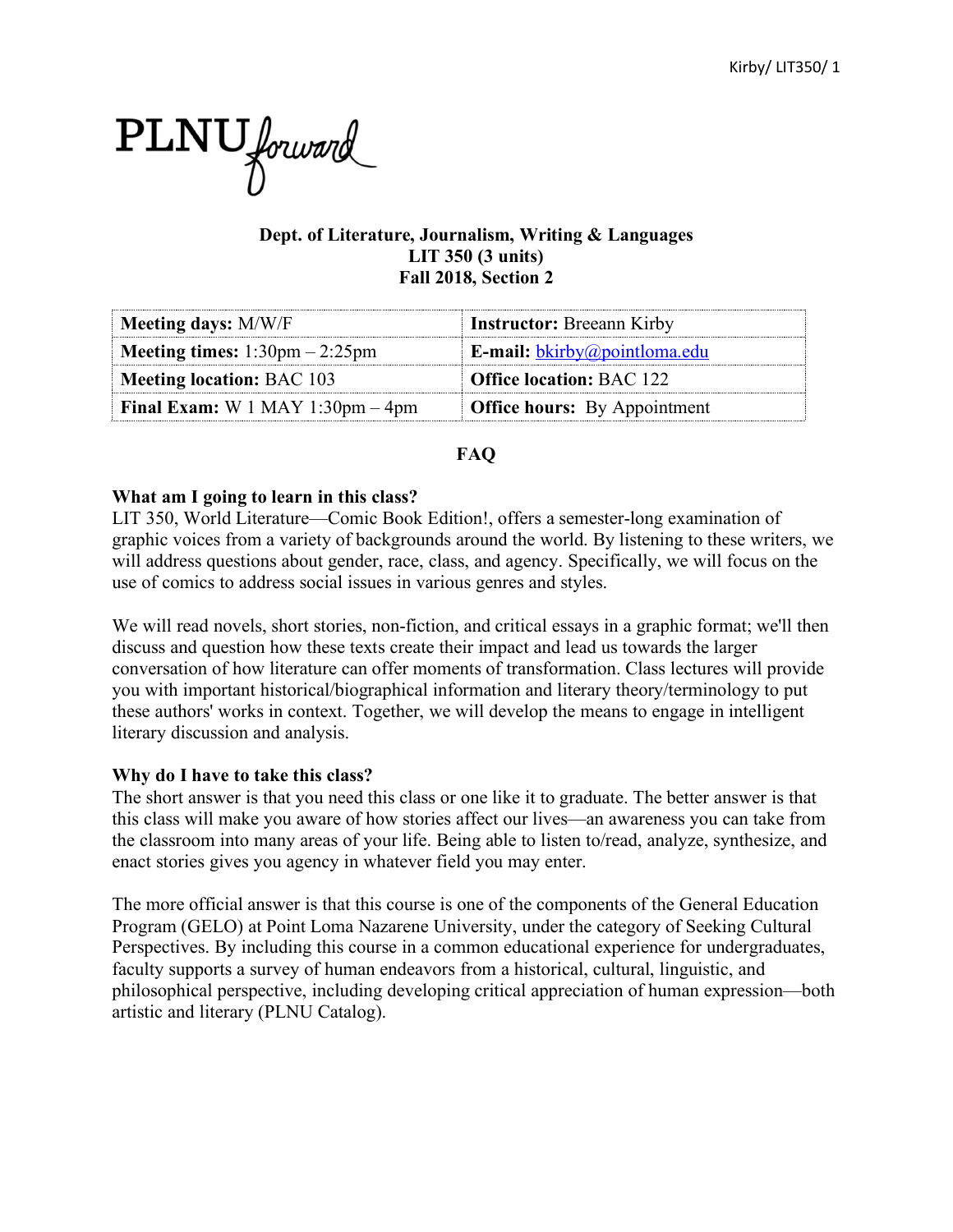PLNU forward

**Dept. of Literature, Journalism, Writing & Languages**
**LIT 350 (3 units)**
**Fall 2018, Section 2**

| **Meeting days:** M/W/F | **Instructor:** Breeann Kirby |
|---|---|
| **Meeting times:** 1:30pm – 2:25pm | **E-mail:** bkirby@pointloma.edu |
| **Meeting location:** BAC 103 | **Office location:** BAC 122 |
| **Final Exam:** W 1 MAY 1:30pm – 4pm | **Office hours:** By Appointment |

## FAQ

### What am I going to learn in this class?

LIT 350, World Literature—Comic Book Edition!, offers a semester-long examination of graphic voices from a variety of backgrounds around the world. By listening to these writers, we will address questions about gender, race, class, and agency. Specifically, we will focus on the use of comics to address social issues in various genres and styles.

We will read novels, short stories, non-fiction, and critical essays in a graphic format; we'll then discuss and question how these texts create their impact and lead us towards the larger conversation of how literature can offer moments of transformation. Class lectures will provide you with important historical/biographical information and literary theory/terminology to put these authors' works in context. Together, we will develop the means to engage in intelligent literary discussion and analysis.

### Why do I have to take this class?

The short answer is that you need this class or one like it to graduate. The better answer is that this class will make you aware of how stories affect our lives—an awareness you can take from the classroom into many areas of your life. Being able to listen to/read, analyze, synthesize, and enact stories gives you agency in whatever field you may enter.

The more official answer is that this course is one of the components of the General Education Program (GELO) at Point Loma Nazarene University, under the category of Seeking Cultural Perspectives. By including this course in a common educational experience for undergraduates, faculty supports a survey of human endeavors from a historical, cultural, linguistic, and philosophical perspective, including developing critical appreciation of human expression—both artistic and literary (PLNU Catalog).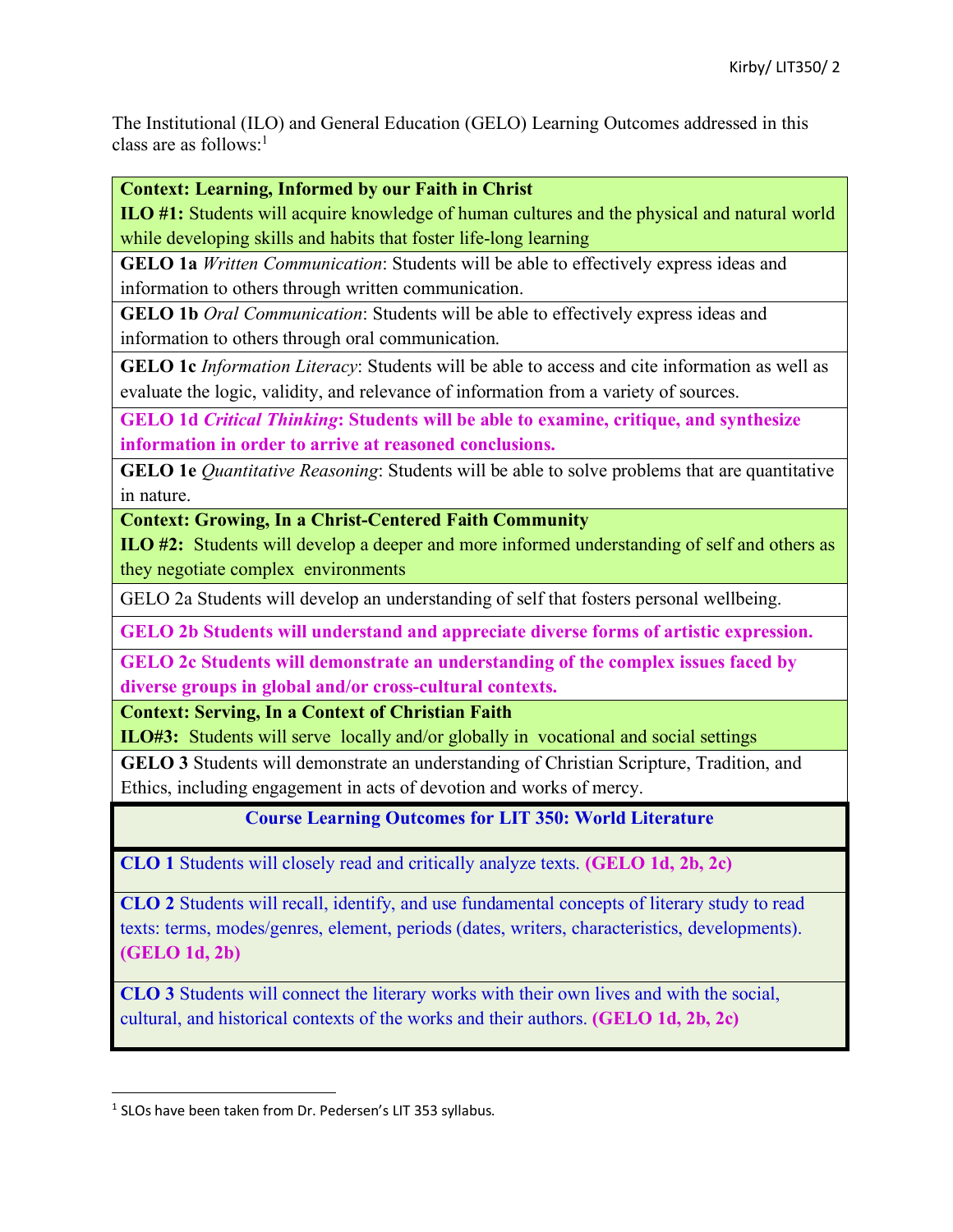The Institutional (ILO) and General Education (GELO) Learning Outcomes addressed in this class are as follows:[1]

| |
|---|
| **Context: Learning, Informed by our Faith in Christ**<br>**ILO #1:** Students will acquire knowledge of human cultures and the physical and natural world while developing skills and habits that foster life-long learning |
| **GELO 1a** *Written Communication*: Students will be able to effectively express ideas and information to others through written communication. |
| **GELO 1b** *Oral Communication*: Students will be able to effectively express ideas and information to others through oral communication. |
| **GELO 1c** *Information Literacy*: Students will be able to access and cite information as well as evaluate the logic, validity, and relevance of information from a variety of sources. |
| **GELO 1d *Critical Thinking*: Students will be able to examine, critique, and synthesize information in order to arrive at reasoned conclusions.** |
| **GELO 1e** *Quantitative Reasoning*: Students will be able to solve problems that are quantitative in nature. |
| **Context: Growing, In a Christ-Centered Faith Community**<br>**ILO #2:** Students will develop a deeper and more informed understanding of self and others as they negotiate complex environments |
| GELO 2a Students will develop an understanding of self that fosters personal wellbeing. |
| **GELO 2b Students will understand and appreciate diverse forms of artistic expression.** |
| **GELO 2c Students will demonstrate an understanding of the complex issues faced by diverse groups in global and/or cross-cultural contexts.** |
| **Context: Serving, In a Context of Christian Faith**<br>**ILO#3:** Students will serve locally and/or globally in vocational and social settings |
| **GELO 3** Students will demonstrate an understanding of Christian Scripture, Tradition, and Ethics, including engagement in acts of devotion and works of mercy. |

| **Course Learning Outcomes for LIT 350: World Literature** |
|---|
| **CLO 1** Students will closely read and critically analyze texts. **(GELO 1d, 2b, 2c)** |
| **CLO 2** Students will recall, identify, and use fundamental concepts of literary study to read texts: terms, modes/genres, element, periods (dates, writers, characteristics, developments). **(GELO 1d, 2b)** |
| **CLO 3** Students will connect the literary works with their own lives and with the social, cultural, and historical contexts of the works and their authors. **(GELO 1d, 2b, 2c)** |

[1] SLOs have been taken from Dr. Pedersen's LIT 353 syllabus.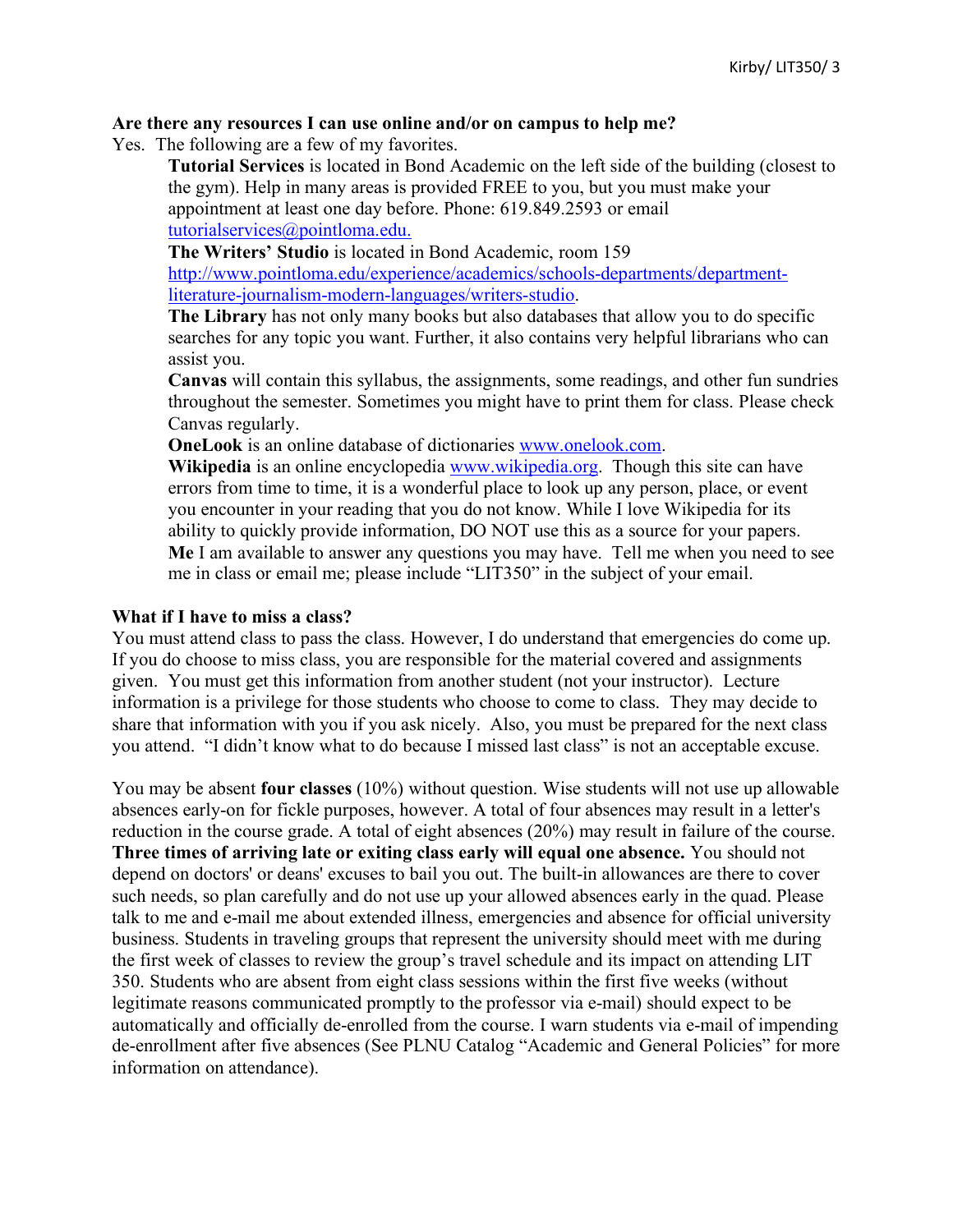**Are there any resources I can use online and/or on campus to help me?**

Yes. The following are a few of my favorites.

**Tutorial Services** is located in Bond Academic on the left side of the building (closest to the gym). Help in many areas is provided FREE to you, but you must make your appointment at least one day before. Phone: 619.849.2593 or email tutorialservices@pointloma.edu.

**The Writers' Studio** is located in Bond Academic, room 159 http://www.pointloma.edu/experience/academics/schools-departments/department-literature-journalism-modern-languages/writers-studio.

**The Library** has not only many books but also databases that allow you to do specific searches for any topic you want. Further, it also contains very helpful librarians who can assist you.

**Canvas** will contain this syllabus, the assignments, some readings, and other fun sundries throughout the semester. Sometimes you might have to print them for class. Please check Canvas regularly.

**OneLook** is an online database of dictionaries www.onelook.com.

**Wikipedia** is an online encyclopedia www.wikipedia.org. Though this site can have errors from time to time, it is a wonderful place to look up any person, place, or event you encounter in your reading that you do not know. While I love Wikipedia for its ability to quickly provide information, DO NOT use this as a source for your papers.

**Me** I am available to answer any questions you may have. Tell me when you need to see me in class or email me; please include "LIT350" in the subject of your email.

**What if I have to miss a class?**

You must attend class to pass the class. However, I do understand that emergencies do come up. If you do choose to miss class, you are responsible for the material covered and assignments given. You must get this information from another student (not your instructor). Lecture information is a privilege for those students who choose to come to class. They may decide to share that information with you if you ask nicely. Also, you must be prepared for the next class you attend. "I didn't know what to do because I missed last class" is not an acceptable excuse.

You may be absent **four classes** (10%) without question. Wise students will not use up allowable absences early-on for fickle purposes, however. A total of four absences may result in a letter's reduction in the course grade. A total of eight absences (20%) may result in failure of the course. **Three times of arriving late or exiting class early will equal one absence.** You should not depend on doctors' or deans' excuses to bail you out. The built-in allowances are there to cover such needs, so plan carefully and do not use up your allowed absences early in the quad. Please talk to me and e-mail me about extended illness, emergencies and absence for official university business. Students in traveling groups that represent the university should meet with me during the first week of classes to review the group's travel schedule and its impact on attending LIT 350. Students who are absent from eight class sessions within the first five weeks (without legitimate reasons communicated promptly to the professor via e-mail) should expect to be automatically and officially de-enrolled from the course. I warn students via e-mail of impending de-enrollment after five absences (See PLNU Catalog "Academic and General Policies" for more information on attendance).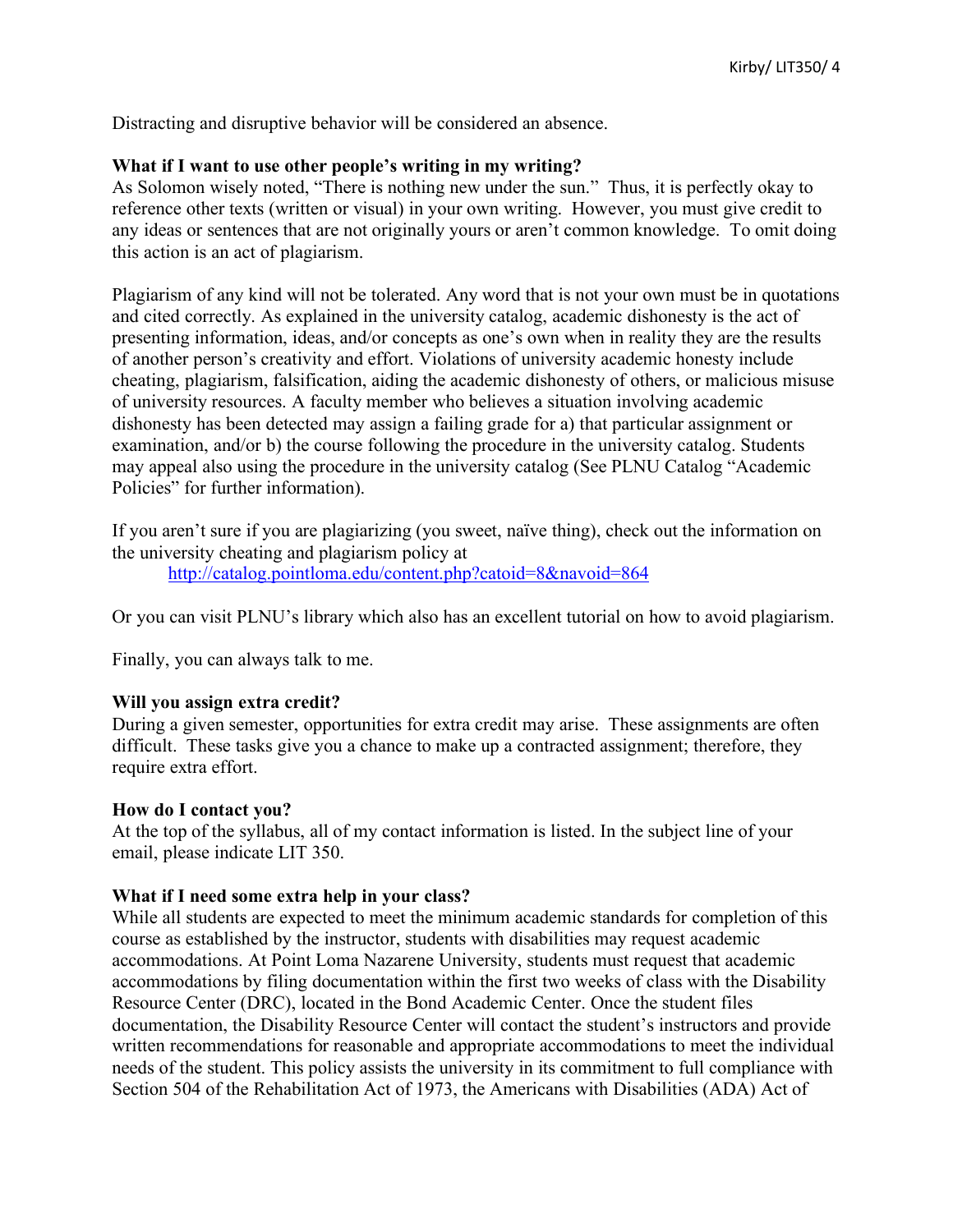Distracting and disruptive behavior will be considered an absence.

**What if I want to use other people's writing in my writing?**
As Solomon wisely noted, "There is nothing new under the sun." Thus, it is perfectly okay to reference other texts (written or visual) in your own writing. However, you must give credit to any ideas or sentences that are not originally yours or aren't common knowledge. To omit doing this action is an act of plagiarism.

Plagiarism of any kind will not be tolerated. Any word that is not your own must be in quotations and cited correctly. As explained in the university catalog, academic dishonesty is the act of presenting information, ideas, and/or concepts as one's own when in reality they are the results of another person's creativity and effort. Violations of university academic honesty include cheating, plagiarism, falsification, aiding the academic dishonesty of others, or malicious misuse of university resources. A faculty member who believes a situation involving academic dishonesty has been detected may assign a failing grade for a) that particular assignment or examination, and/or b) the course following the procedure in the university catalog. Students may appeal also using the procedure in the university catalog (See PLNU Catalog "Academic Policies" for further information).

If you aren't sure if you are plagiarizing (you sweet, naïve thing), check out the information on the university cheating and plagiarism policy at

[http://catalog.pointloma.edu/content.php?catoid=8&navoid=864](http://catalog.pointloma.edu/content.php?catoid=8&navoid=864)

Or you can visit PLNU's library which also has an excellent tutorial on how to avoid plagiarism.

Finally, you can always talk to me.

**Will you assign extra credit?**
During a given semester, opportunities for extra credit may arise. These assignments are often difficult. These tasks give you a chance to make up a contracted assignment; therefore, they require extra effort.

**How do I contact you?**
At the top of the syllabus, all of my contact information is listed. In the subject line of your email, please indicate LIT 350.

**What if I need some extra help in your class?**
While all students are expected to meet the minimum academic standards for completion of this course as established by the instructor, students with disabilities may request academic accommodations. At Point Loma Nazarene University, students must request that academic accommodations by filing documentation within the first two weeks of class with the Disability Resource Center (DRC), located in the Bond Academic Center. Once the student files documentation, the Disability Resource Center will contact the student's instructors and provide written recommendations for reasonable and appropriate accommodations to meet the individual needs of the student. This policy assists the university in its commitment to full compliance with Section 504 of the Rehabilitation Act of 1973, the Americans with Disabilities (ADA) Act of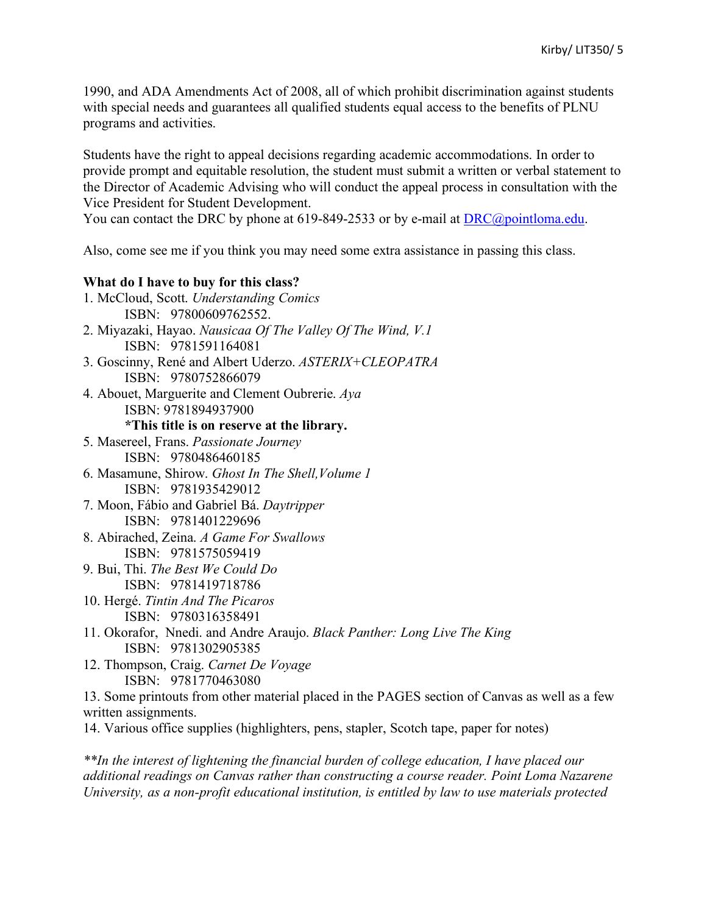1990, and ADA Amendments Act of 2008, all of which prohibit discrimination against students with special needs and guarantees all qualified students equal access to the benefits of PLNU programs and activities.

Students have the right to appeal decisions regarding academic accommodations. In order to provide prompt and equitable resolution, the student must submit a written or verbal statement to the Director of Academic Advising who will conduct the appeal process in consultation with the Vice President for Student Development.
You can contact the DRC by phone at 619-849-2533 or by e-mail at DRC@pointloma.edu.

Also, come see me if you think you may need some extra assistance in passing this class.

**What do I have to buy for this class?**

1. McCloud, Scott. *Understanding Comics*
   ISBN: 97800609762552.
2. Miyazaki, Hayao. *Nausicaa Of The Valley Of The Wind, V.1*
   ISBN: 9781591164081
3. Goscinny, René and Albert Uderzo. *ASTERIX+CLEOPATRA*
   ISBN: 9780752866079
4. Abouet, Marguerite and Clement Oubrerie. *Aya*
   ISBN: 9781894937900
   **\*This title is on reserve at the library.**
5. Masereel, Frans. *Passionate Journey*
   ISBN: 9780486460185
6. Masamune, Shirow. *Ghost In The Shell,Volume 1*
   ISBN: 9781935429012
7. Moon, Fábio and Gabriel Bá. *Daytripper*
   ISBN: 9781401229696
8. Abirached, Zeina. *A Game For Swallows*
   ISBN: 9781575059419
9. Bui, Thi. *The Best We Could Do*
   ISBN: 9781419718786
10. Hergé. *Tintin And The Picaros*
    ISBN: 9780316358491
11. Okorafor, Nnedi. and Andre Araujo. *Black Panther: Long Live The King*
    ISBN: 9781302905385
12. Thompson, Craig. *Carnet De Voyage*
    ISBN: 9781770463080
13. Some printouts from other material placed in the PAGES section of Canvas as well as a few written assignments.
14. Various office supplies (highlighters, pens, stapler, Scotch tape, paper for notes)

*\*\*In the interest of lightening the financial burden of college education, I have placed our additional readings on Canvas rather than constructing a course reader. Point Loma Nazarene University, as a non-profit educational institution, is entitled by law to use materials protected*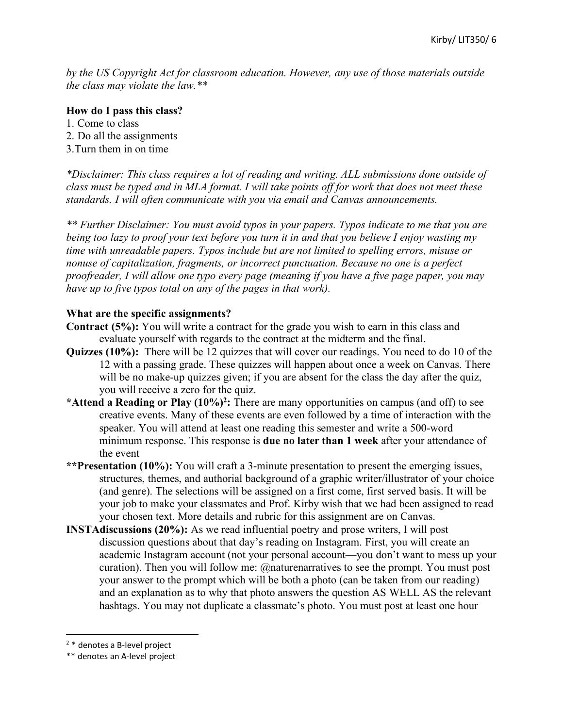*by the US Copyright Act for classroom education. However, any use of those materials outside the class may violate the law.***

**How do I pass this class?**

1. Come to class
2. Do all the assignments
3. Turn them in on time

*\*Disclaimer: This class requires a lot of reading and writing. ALL submissions done outside of class must be typed and in MLA format. I will take points off for work that does not meet these standards. I will often communicate with you via email and Canvas announcements.*

*\*\* Further Disclaimer: You must avoid typos in your papers. Typos indicate to me that you are being too lazy to proof your text before you turn it in and that you believe I enjoy wasting my time with unreadable papers. Typos include but are not limited to spelling errors, misuse or nonuse of capitalization, fragments, or incorrect punctuation. Because no one is a perfect proofreader, I will allow one typo every page (meaning if you have a five page paper, you may have up to five typos total on any of the pages in that work).*

**What are the specific assignments?**

**Contract (5%):** You will write a contract for the grade you wish to earn in this class and evaluate yourself with regards to the contract at the midterm and the final.

**Quizzes (10%):** There will be 12 quizzes that will cover our readings. You need to do 10 of the 12 with a passing grade. These quizzes will happen about once a week on Canvas. There will be no make-up quizzes given; if you are absent for the class the day after the quiz, you will receive a zero for the quiz.

**\*Attend a Reading or Play (10%)[2]:** There are many opportunities on campus (and off) to see creative events. Many of these events are even followed by a time of interaction with the speaker. You will attend at least one reading this semester and write a 500-word minimum response. This response is **due no later than 1 week** after your attendance of the event

**\*\*Presentation (10%):** You will craft a 3-minute presentation to present the emerging issues, structures, themes, and authorial background of a graphic writer/illustrator of your choice (and genre). The selections will be assigned on a first come, first served basis. It will be your job to make your classmates and Prof. Kirby wish that we had been assigned to read your chosen text. More details and rubric for this assignment are on Canvas.

**INSTAdiscussions (20%):** As we read influential poetry and prose writers, I will post discussion questions about that day's reading on Instagram. First, you will create an academic Instagram account (not your personal account—you don't want to mess up your curation). Then you will follow me: @naturenarratives to see the prompt. You must post your answer to the prompt which will be both a photo (can be taken from our reading) and an explanation as to why that photo answers the question AS WELL AS the relevant hashtags. You may not duplicate a classmate's photo. You must post at least one hour

---

[2] \* denotes a B-level project
\*\* denotes an A-level project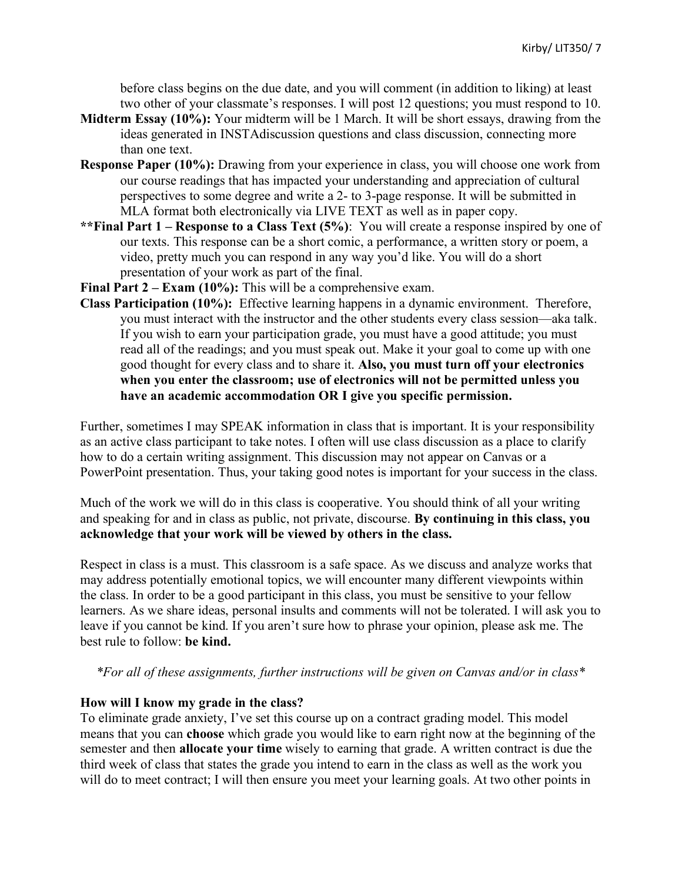before class begins on the due date, and you will comment (in addition to liking) at least two other of your classmate's responses. I will post 12 questions; you must respond to 10.

**Midterm Essay (10%):** Your midterm will be 1 March. It will be short essays, drawing from the ideas generated in INSTAdiscussion questions and class discussion, connecting more than one text.

**Response Paper (10%):** Drawing from your experience in class, you will choose one work from our course readings that has impacted your understanding and appreciation of cultural perspectives to some degree and write a 2- to 3-page response. It will be submitted in MLA format both electronically via LIVE TEXT as well as in paper copy.

****Final Part 1 – Response to a Class Text (5%)**: You will create a response inspired by one of our texts. This response can be a short comic, a performance, a written story or poem, a video, pretty much you can respond in any way you'd like. You will do a short presentation of your work as part of the final.

**Final Part 2 – Exam (10%):** This will be a comprehensive exam.

**Class Participation (10%):** Effective learning happens in a dynamic environment. Therefore, you must interact with the instructor and the other students every class session—aka talk. If you wish to earn your participation grade, you must have a good attitude; you must read all of the readings; and you must speak out. Make it your goal to come up with one good thought for every class and to share it. **Also, you must turn off your electronics when you enter the classroom; use of electronics will not be permitted unless you have an academic accommodation OR I give you specific permission.**

Further, sometimes I may SPEAK information in class that is important. It is your responsibility as an active class participant to take notes. I often will use class discussion as a place to clarify how to do a certain writing assignment. This discussion may not appear on Canvas or a PowerPoint presentation. Thus, your taking good notes is important for your success in the class.

Much of the work we will do in this class is cooperative. You should think of all your writing and speaking for and in class as public, not private, discourse. **By continuing in this class, you acknowledge that your work will be viewed by others in the class.**

Respect in class is a must. This classroom is a safe space. As we discuss and analyze works that may address potentially emotional topics, we will encounter many different viewpoints within the class. In order to be a good participant in this class, you must be sensitive to your fellow learners. As we share ideas, personal insults and comments will not be tolerated. I will ask you to leave if you cannot be kind. If you aren't sure how to phrase your opinion, please ask me. The best rule to follow: **be kind.**

*\*For all of these assignments, further instructions will be given on Canvas and/or in class\**

### How will I know my grade in the class?

To eliminate grade anxiety, I've set this course up on a contract grading model. This model means that you can **choose** which grade you would like to earn right now at the beginning of the semester and then **allocate your time** wisely to earning that grade. A written contract is due the third week of class that states the grade you intend to earn in the class as well as the work you will do to meet contract; I will then ensure you meet your learning goals. At two other points in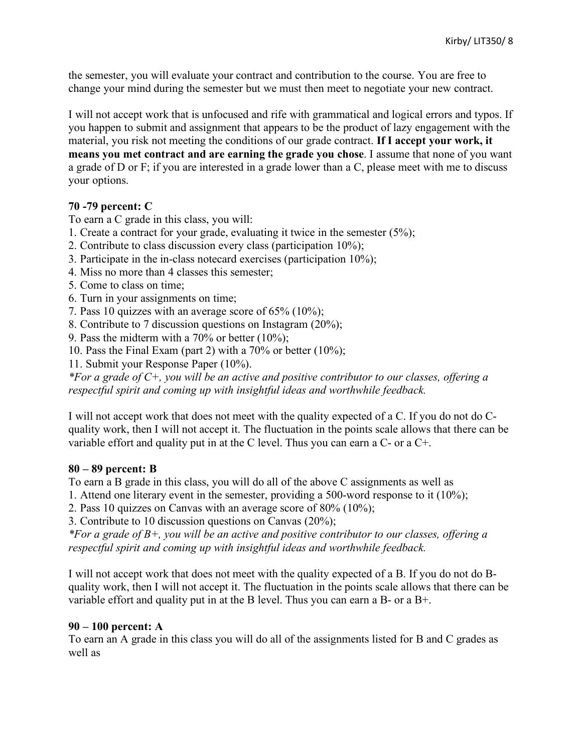the semester, you will evaluate your contract and contribution to the course. You are free to change your mind during the semester but we must then meet to negotiate your new contract.

I will not accept work that is unfocused and rife with grammatical and logical errors and typos. If you happen to submit and assignment that appears to be the product of lazy engagement with the material, you risk not meeting the conditions of our grade contract. **If I accept your work, it means you met contract and are earning the grade you chose**. I assume that none of you want a grade of D or F; if you are interested in a grade lower than a C, please meet with me to discuss your options.

**70 -79 percent: C**

To earn a C grade in this class, you will:

1. Create a contract for your grade, evaluating it twice in the semester (5%);
2. Contribute to class discussion every class (participation 10%);
3. Participate in the in-class notecard exercises (participation 10%);
4. Miss no more than 4 classes this semester;
5. Come to class on time;
6. Turn in your assignments on time;
7. Pass 10 quizzes with an average score of 65% (10%);
8. Contribute to 7 discussion questions on Instagram (20%);
9. Pass the midterm with a 70% or better (10%);
10. Pass the Final Exam (part 2) with a 70% or better (10%);
11. Submit your Response Paper (10%).

*\*For a grade of C+, you will be an active and positive contributor to our classes, offering a respectful spirit and coming up with insightful ideas and worthwhile feedback.*

I will not accept work that does not meet with the quality expected of a C. If you do not do C-quality work, then I will not accept it. The fluctuation in the points scale allows that there can be variable effort and quality put in at the C level. Thus you can earn a C- or a C+.

**80 – 89 percent: B**

To earn a B grade in this class, you will do all of the above C assignments as well as

1. Attend one literary event in the semester, providing a 500-word response to it (10%);
2. Pass 10 quizzes on Canvas with an average score of 80% (10%);
3. Contribute to 10 discussion questions on Canvas (20%);

*\*For a grade of B+, you will be an active and positive contributor to our classes, offering a respectful spirit and coming up with insightful ideas and worthwhile feedback.*

I will not accept work that does not meet with the quality expected of a B. If you do not do B-quality work, then I will not accept it. The fluctuation in the points scale allows that there can be variable effort and quality put in at the B level. Thus you can earn a B- or a B+.

**90 – 100 percent: A**

To earn an A grade in this class you will do all of the assignments listed for B and C grades as well as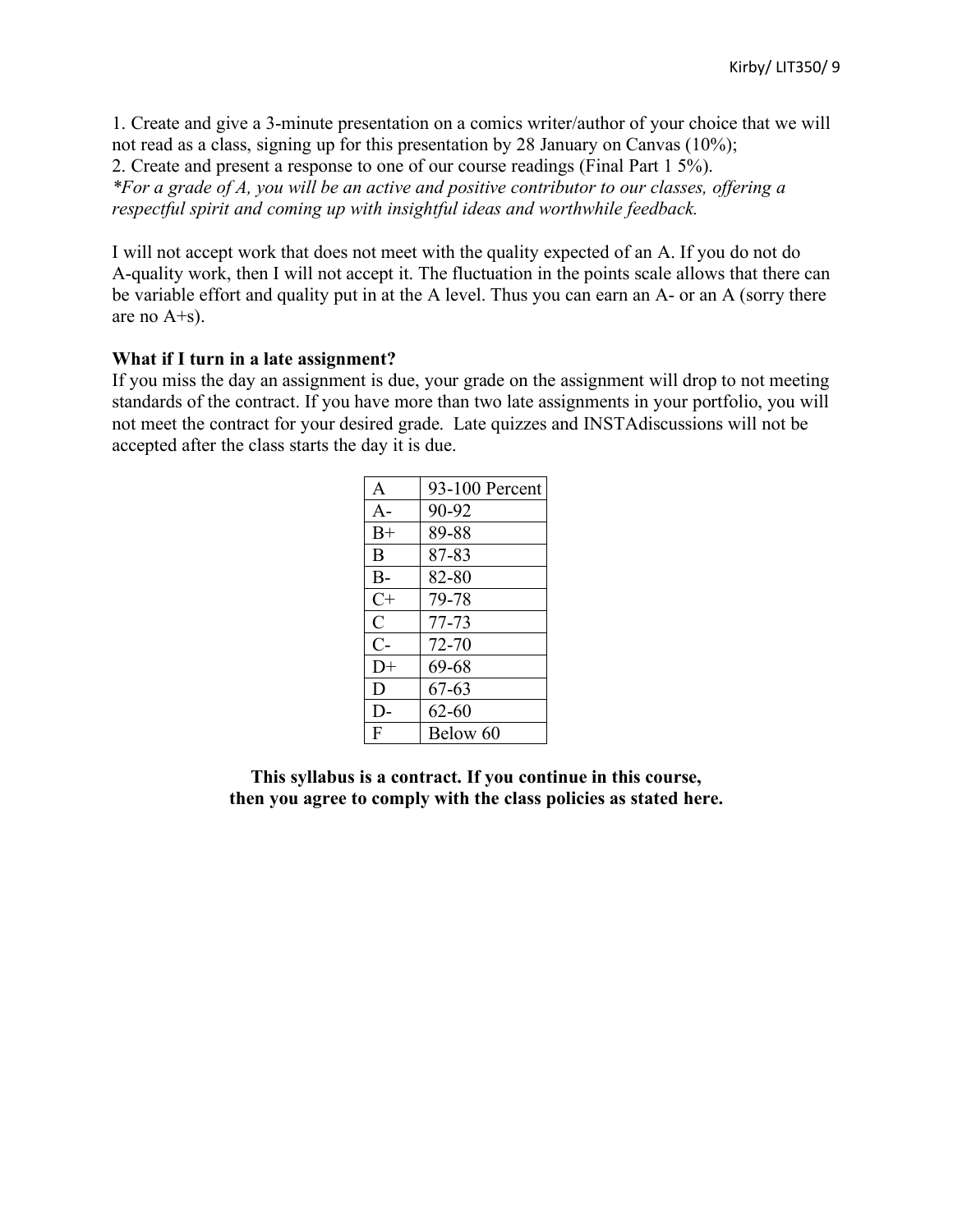1. Create and give a 3-minute presentation on a comics writer/author of your choice that we will not read as a class, signing up for this presentation by 28 January on Canvas (10%);
2. Create and present a response to one of our course readings (Final Part 1 5%).

*\*For a grade of A, you will be an active and positive contributor to our classes, offering a respectful spirit and coming up with insightful ideas and worthwhile feedback.*

I will not accept work that does not meet with the quality expected of an A. If you do not do A-quality work, then I will not accept it. The fluctuation in the points scale allows that there can be variable effort and quality put in at the A level. Thus you can earn an A- or an A (sorry there are no A+s).

**What if I turn in a late assignment?**

If you miss the day an assignment is due, your grade on the assignment will drop to not meeting standards of the contract. If you have more than two late assignments in your portfolio, you will not meet the contract for your desired grade. Late quizzes and INSTAdiscussions will not be accepted after the class starts the day it is due.

| A | 93-100 Percent |
|---|---|
| A- | 90-92 |
| B+ | 89-88 |
| B | 87-83 |
| B- | 82-80 |
| C+ | 79-78 |
| C | 77-73 |
| C- | 72-70 |
| D+ | 69-68 |
| D | 67-63 |
| D- | 62-60 |
| F | Below 60 |

**This syllabus is a contract. If you continue in this course, then you agree to comply with the class policies as stated here.**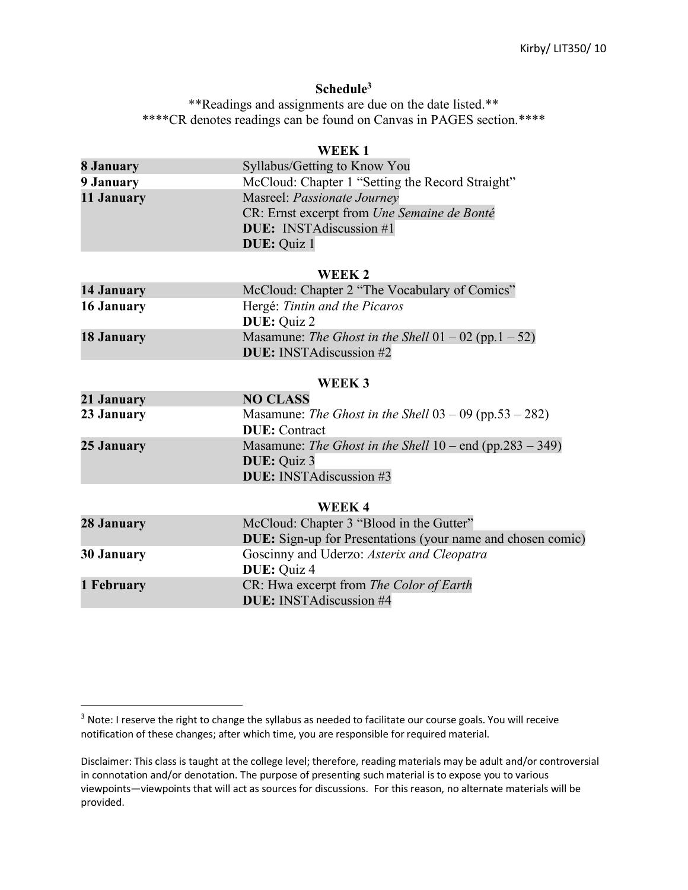## Schedule[3]

\*\*Readings and assignments are due on the date listed.\*\*

\*\*\*\*CR denotes readings can be found on Canvas in PAGES section.\*\*\*\*

### WEEK 1

| | |
|---|---|
| **8 January** | Syllabus/Getting to Know You |
| **9 January** | McCloud: Chapter 1 "Setting the Record Straight" |
| **11 January** | Masreel: *Passionate Journey*<br>CR: Ernst excerpt from *Une Semaine de Bonté*<br>**DUE:** INSTAdiscussion #1<br>**DUE:** Quiz 1 |

### WEEK 2

| | |
|---|---|
| **14 January** | McCloud: Chapter 2 "The Vocabulary of Comics" |
| **16 January** | Hergé: *Tintin and the Picaros*<br>**DUE:** Quiz 2 |
| **18 January** | Masamune: *The Ghost in the Shell* 01 – 02 (pp.1 – 52)<br>**DUE:** INSTAdiscussion #2 |

### WEEK 3

| | |
|---|---|
| **21 January** | **NO CLASS** |
| **23 January** | Masamune: *The Ghost in the Shell* 03 – 09 (pp.53 – 282)<br>**DUE:** Contract |
| **25 January** | Masamune: *The Ghost in the Shell* 10 – end (pp.283 – 349)<br>**DUE:** Quiz 3<br>**DUE:** INSTAdiscussion #3 |

### WEEK 4

| | |
|---|---|
| **28 January** | McCloud: Chapter 3 "Blood in the Gutter"<br>**DUE:** Sign-up for Presentations (your name and chosen comic) |
| **30 January** | Goscinny and Uderzo: *Asterix and Cleopatra*<br>**DUE:** Quiz 4 |
| **1 February** | CR: Hwa excerpt from *The Color of Earth*<br>**DUE:** INSTAdiscussion #4 |

---

[3] Note: I reserve the right to change the syllabus as needed to facilitate our course goals. You will receive notification of these changes; after which time, you are responsible for required material.

Disclaimer: This class is taught at the college level; therefore, reading materials may be adult and/or controversial in connotation and/or denotation. The purpose of presenting such material is to expose you to various viewpoints—viewpoints that will act as sources for discussions. For this reason, no alternate materials will be provided.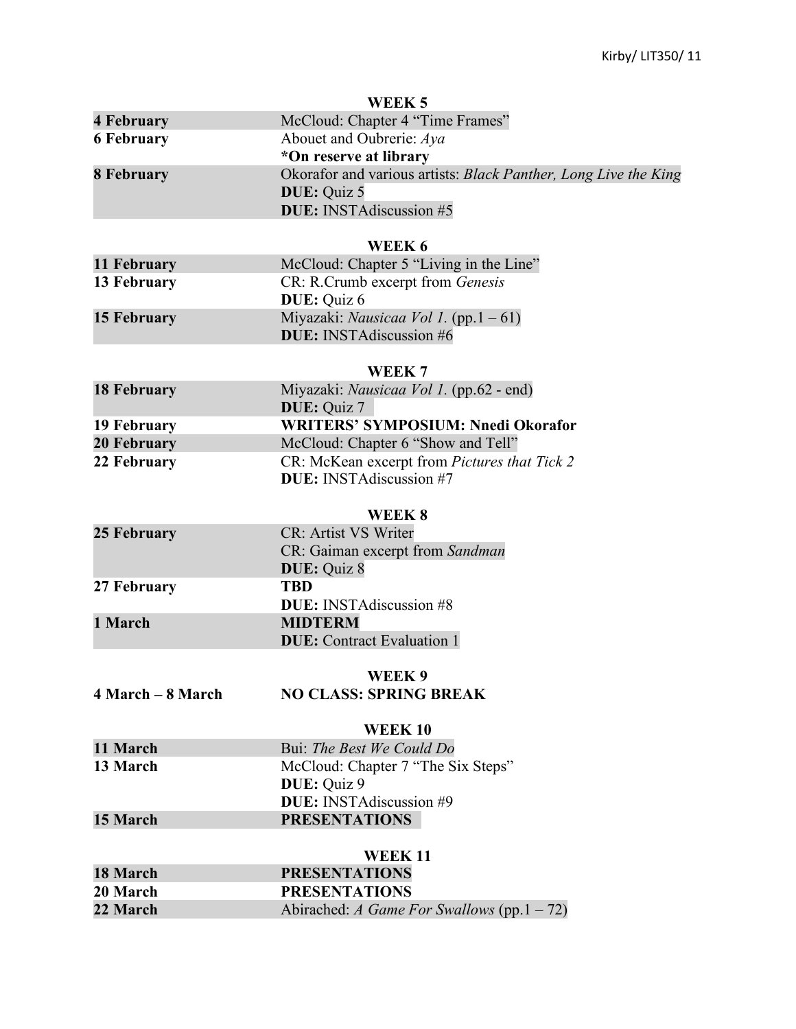**WEEK 5**

| | |
|---|---|
| **4 February** | McCloud: Chapter 4 "Time Frames" |
| **6 February** | Abouet and Oubrerie: *Aya*<br>**\*On reserve at library** |
| **8 February** | Okorafor and various artists: *Black Panther, Long Live the King*<br>**DUE:** Quiz 5<br>**DUE:** INSTAdiscussion #5 |

**WEEK 6**

| | |
|---|---|
| **11 February** | McCloud: Chapter 5 "Living in the Line" |
| **13 February** | CR: R.Crumb excerpt from *Genesis*<br>**DUE:** Quiz 6 |
| **15 February** | Miyazaki: *Nausicaa Vol 1.* (pp.1 – 61)<br>**DUE:** INSTAdiscussion #6 |

**WEEK 7**

| | |
|---|---|
| **18 February** | Miyazaki: *Nausicaa Vol 1.* (pp.62 - end)<br>**DUE:** Quiz 7 |
| **19 February** | **WRITERS' SYMPOSIUM: Nnedi Okorafor** |
| **20 February** | McCloud: Chapter 6 "Show and Tell" |
| **22 February** | CR: McKean excerpt from *Pictures that Tick 2*<br>**DUE:** INSTAdiscussion #7 |

**WEEK 8**

| | |
|---|---|
| **25 February** | CR: Artist VS Writer<br>CR: Gaiman excerpt from *Sandman*<br>**DUE:** Quiz 8 |
| **27 February** | **TBD**<br>**DUE:** INSTAdiscussion #8 |
| **1 March** | **MIDTERM**<br>**DUE:** Contract Evaluation 1 |

**WEEK 9**

| | |
|---|---|
| **4 March – 8 March** | **NO CLASS: SPRING BREAK** |

**WEEK 10**

| | |
|---|---|
| **11 March** | Bui: *The Best We Could Do* |
| **13 March** | McCloud: Chapter 7 "The Six Steps"<br>**DUE:** Quiz 9<br>**DUE:** INSTAdiscussion #9 |
| **15 March** | **PRESENTATIONS** |

**WEEK 11**

| | |
|---|---|
| **18 March** | **PRESENTATIONS** |
| **20 March** | **PRESENTATIONS** |
| **22 March** | Abirached: *A Game For Swallows* (pp.1 – 72) |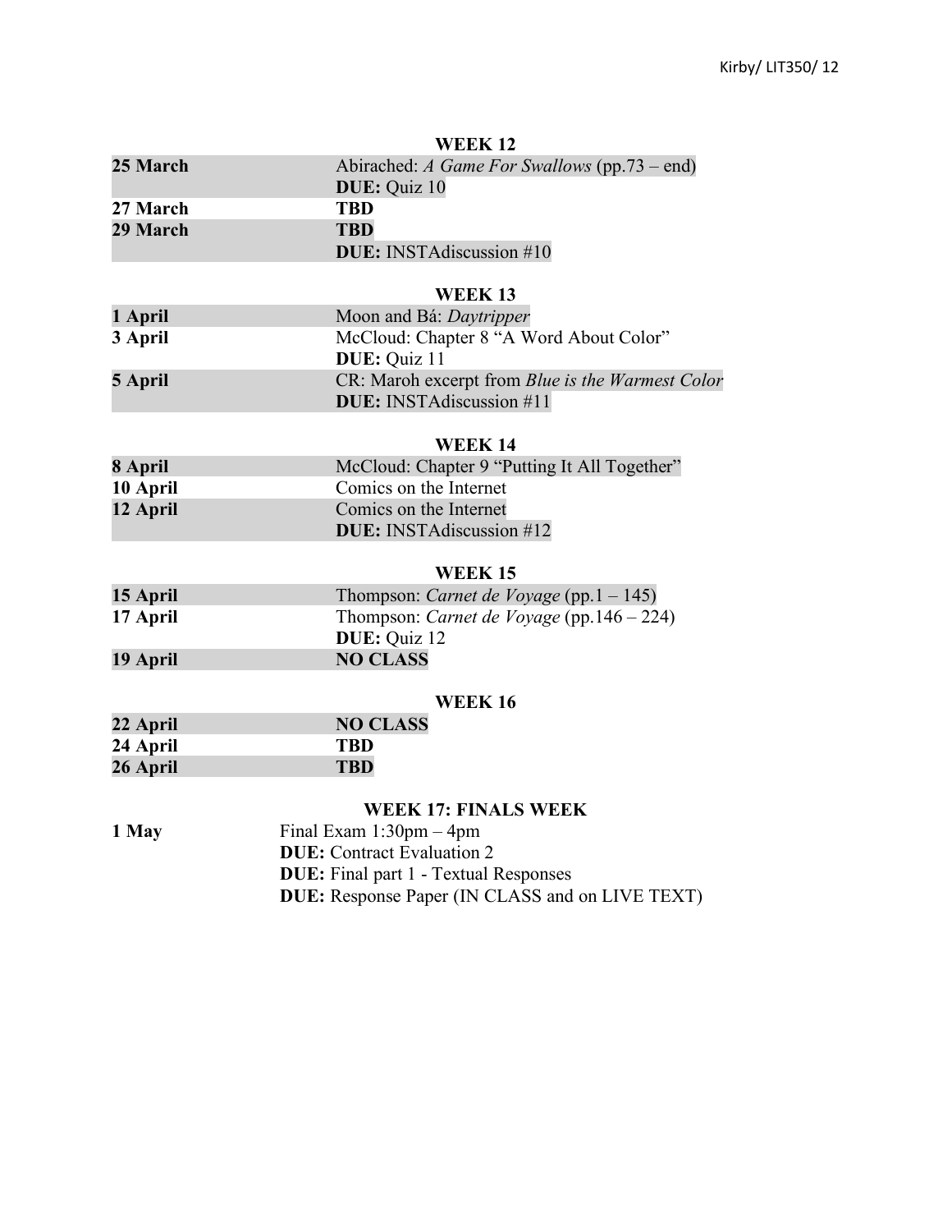### WEEK 12

| | |
|---|---|
| **25 March** | Abirached: *A Game For Swallows* (pp.73 – end)<br>**DUE:** Quiz 10 |
| **27 March** | **TBD** |
| **29 March** | **TBD**<br>**DUE:** INSTAdiscussion #10 |

### WEEK 13

| | |
|---|---|
| **1 April** | Moon and Bá: *Daytripper* |
| **3 April** | McCloud: Chapter 8 "A Word About Color"<br>**DUE:** Quiz 11 |
| **5 April** | CR: Maroh excerpt from *Blue is the Warmest Color*<br>**DUE:** INSTAdiscussion #11 |

### WEEK 14

| | |
|---|---|
| **8 April** | McCloud: Chapter 9 "Putting It All Together" |
| **10 April** | Comics on the Internet |
| **12 April** | Comics on the Internet<br>**DUE:** INSTAdiscussion #12 |

### WEEK 15

| | |
|---|---|
| **15 April** | Thompson: *Carnet de Voyage* (pp.1 – 145) |
| **17 April** | Thompson: *Carnet de Voyage* (pp.146 – 224)<br>**DUE:** Quiz 12 |
| **19 April** | **NO CLASS** |

### WEEK 16

| | |
|---|---|
| **22 April** | **NO CLASS** |
| **24 April** | **TBD** |
| **26 April** | **TBD** |

### WEEK 17: FINALS WEEK

| | |
|---|---|
| **1 May** | Final Exam 1:30pm – 4pm<br>**DUE:** Contract Evaluation 2<br>**DUE:** Final part 1 - Textual Responses<br>**DUE:** Response Paper (IN CLASS and on LIVE TEXT) |